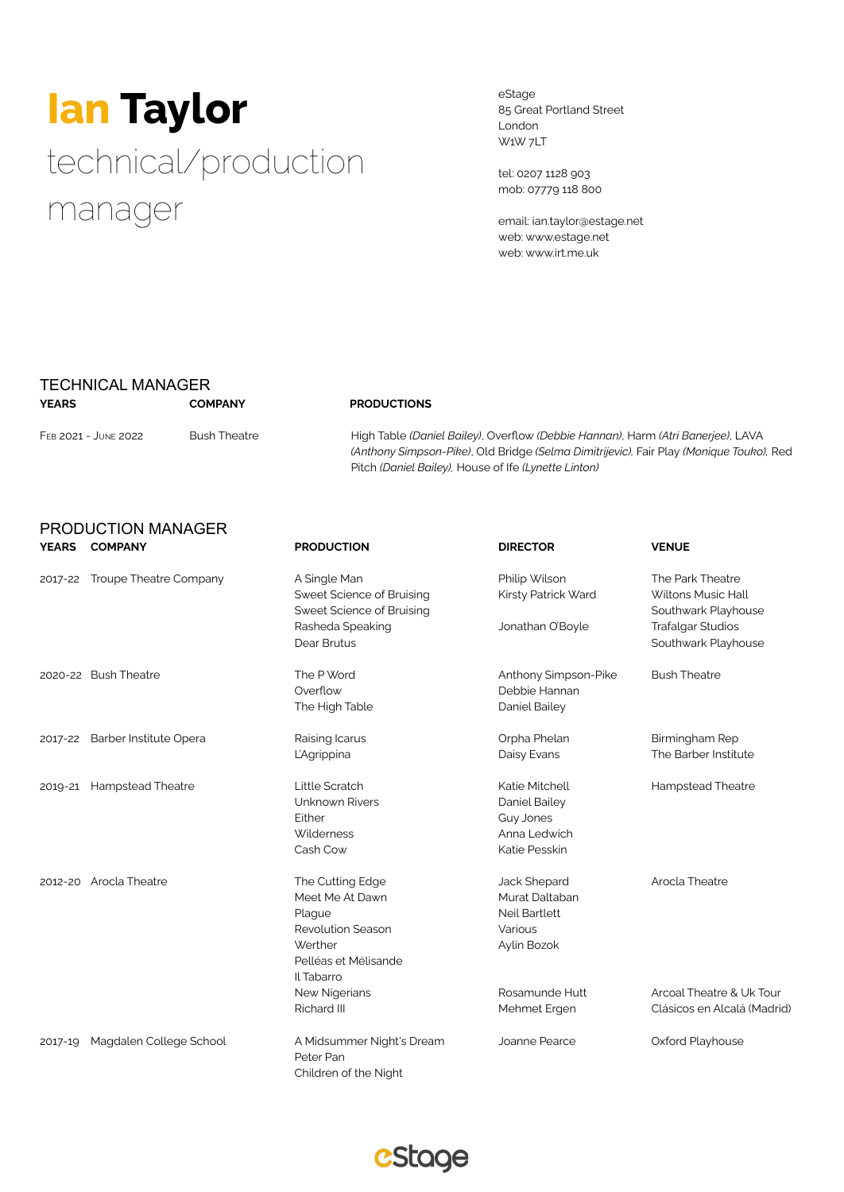# Ian Taylor

## technical/production manager

eStage
85 Great Portland Street
London
W1W 7LT

tel: 0207 1128 903
mob: 07779 118 800

email: ian.taylor@estage.net
web: www.estage.net
web: www.irt.me.uk

## TECHNICAL MANAGER

| YEARS | COMPANY | PRODUCTIONS |
| --- | --- | --- |
| Feb 2021 - June 2022 | Bush Theatre | High Table *(Daniel Bailey)*, Overflow *(Debbie Hannan)*, Harm *(Atri Banerjee)*, LAVA *(Anthony Simpson-Pike)*, Old Bridge *(Selma Dimitrijevic)*, Fair Play *(Monique Touko)*, Red Pitch *(Daniel Bailey)*, House of Ife *(Lynette Linton)* |

## PRODUCTION MANAGER

| YEARS | COMPANY | PRODUCTION | DIRECTOR | VENUE |
| --- | --- | --- | --- | --- |
| 2017-22 | Troupe Theatre Company | A Single Man | Philip Wilson | The Park Theatre |
| | | Sweet Science of Bruising | Kirsty Patrick Ward | Wiltons Music Hall |
| | | Sweet Science of Bruising | | Southwark Playhouse |
| | | Rasheda Speaking | Jonathan O'Boyle | Trafalgar Studios |
| | | Dear Brutus | | Southwark Playhouse |
| 2020-22 | Bush Theatre | The P Word | Anthony Simpson-Pike | Bush Theatre |
| | | Overflow | Debbie Hannan | |
| | | The High Table | Daniel Bailey | |
| 2017-22 | Barber Institute Opera | Raising Icarus | Orpha Phelan | Birmingham Rep |
| | | L'Agrippina | Daisy Evans | The Barber Institute |
| 2019-21 | Hampstead Theatre | Little Scratch | Katie Mitchell | Hampstead Theatre |
| | | Unknown Rivers | Daniel Bailey | |
| | | Either | Guy Jones | |
| | | Wilderness | Anna Ledwich | |
| | | Cash Cow | Katie Pesskin | |
| 2012-20 | Arocla Theatre | The Cutting Edge | Jack Shepard | Arocla Theatre |
| | | Meet Me At Dawn | Murat Daltaban | |
| | | Plague | Neil Bartlett | |
| | | Revolution Season | Various | |
| | | Werther | Aylin Bozok | |
| | | Pelléas et Mélisande | | |
| | | Il Tabarro | | |
| | | New Nigerians | Rosamunde Hutt | Arcoal Theatre & Uk Tour |
| | | Richard III | Mehmet Ergen | Clásicos en Alcalá (Madrid) |
| 2017-19 | Magdalen College School | A Midsummer Night's Dream | Joanne Pearce | Oxford Playhouse |
| | | Peter Pan | | |
| | | Children of the Night | | |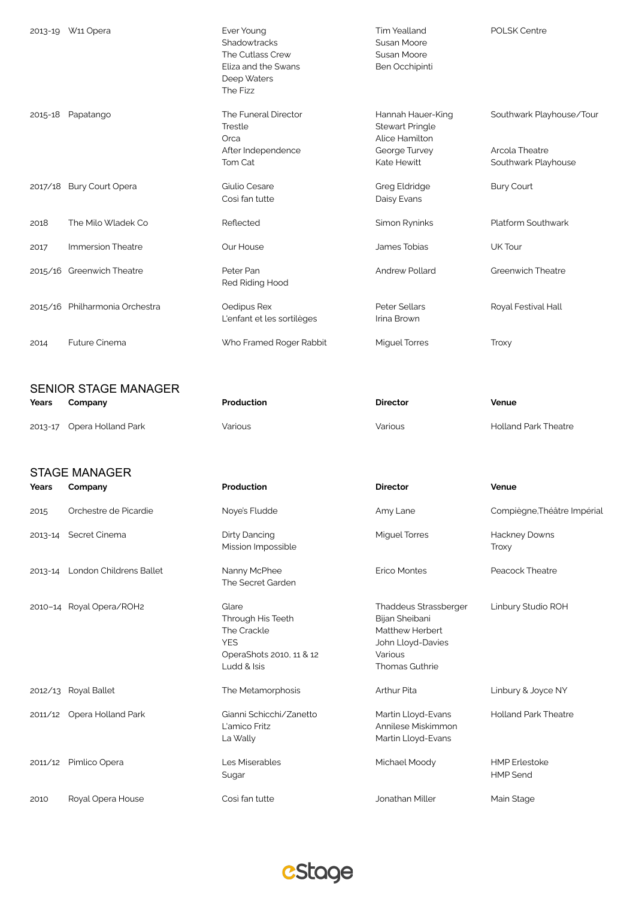| Years | Company | Production | Director | Venue |
|---|---|---|---|---|
| 2013-19 | W11 Opera | Ever Young<br>Shadowtracks<br>The Cutlass Crew<br>Eliza and the Swans<br>Deep Waters<br>The Fizz | Tim Yealland<br>Susan Moore<br>Susan Moore<br>Ben Occhipinti | POLSK Centre |
| 2015-18 | Papatango | The Funeral Director<br>Trestle<br>Orca<br>After Independence<br>Tom Cat | Hannah Hauer-King<br>Stewart Pringle<br>Alice Hamilton<br>George Turvey<br>Kate Hewitt | Southwark Playhouse/Tour<br><br><br>Arcola Theatre<br>Southwark Playhouse |
| 2017/18 | Bury Court Opera | Giulio Cesare<br>Cosi fan tutte | Greg Eldridge<br>Daisy Evans | Bury Court |
| 2018 | The Milo Wladek Co | Reflected | Simon Ryninks | Platform Southwark |
| 2017 | Immersion Theatre | Our House | James Tobias | UK Tour |
| 2015/16 | Greenwich Theatre | Peter Pan<br>Red Riding Hood | Andrew Pollard | Greenwich Theatre |
| 2015/16 | Philharmonia Orchestra | Oedipus Rex<br>L'enfant et les sortilèges | Peter Sellars<br>Irina Brown | Royal Festival Hall |
| 2014 | Future Cinema | Who Framed Roger Rabbit | Miguel Torres | Troxy |

## SENIOR STAGE MANAGER

| Years | Company | Production | Director | Venue |
|---|---|---|---|---|
| 2013-17 | Opera Holland Park | Various | Various | Holland Park Theatre |

## STAGE MANAGER

| Years | Company | Production | Director | Venue |
|---|---|---|---|---|
| 2015 | Orchestre de Picardie | Noye's Fludde | Amy Lane | Compiègne,Théâtre Impérial |
| 2013-14 | Secret Cinema | Dirty Dancing<br>Mission Impossible | Miguel Torres | Hackney Downs<br>Troxy |
| 2013-14 | London Childrens Ballet | Nanny McPhee<br>The Secret Garden | Erico Montes | Peacock Theatre |
| 2010–14 | Royal Opera/ROH2 | Glare<br>Through His Teeth<br>The Crackle<br>YES<br>OperaShots 2010, 11 & 12<br>Ludd & Isis | Thaddeus Strassberger<br>Bijan Sheibani<br>Matthew Herbert<br>John Lloyd-Davies<br>Various<br>Thomas Guthrie | Linbury Studio ROH |
| 2012/13 | Royal Ballet | The Metamorphosis | Arthur Pita | Linbury & Joyce NY |
| 2011/12 | Opera Holland Park | Gianni Schicchi/Zanetto<br>L'amico Fritz<br>La Wally | Martin Lloyd-Evans<br>Annilese Miskimmon<br>Martin Lloyd-Evans | Holland Park Theatre |
| 2011/12 | Pimlico Opera | Les Miserables<br>Sugar | Michael Moody | HMP Erlestoke<br>HMP Send |
| 2010 | Royal Opera House | Cosi fan tutte | Jonathan Miller | Main Stage |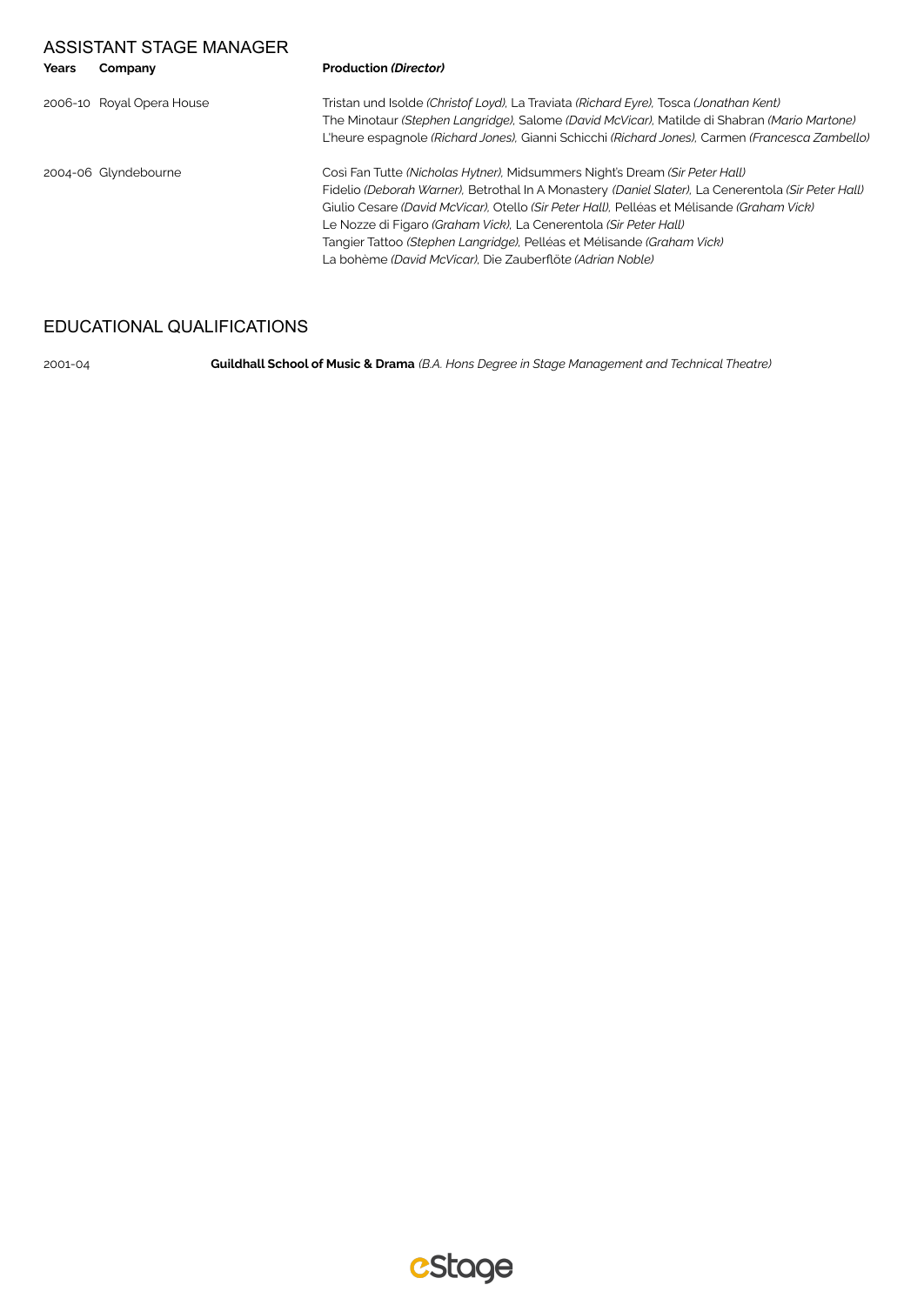## ASSISTANT STAGE MANAGER

| Years | Company | Production *(Director)* |
| --- | --- | --- |
| 2006-10 | Royal Opera House | Tristan und Isolde *(Christof Loyd)*, La Traviata *(Richard Eyre)*, Tosca *(Jonathan Kent)* The Minotaur *(Stephen Langridge)*, Salome *(David McVicar)*, Matilde di Shabran *(Mario Martone)* L'heure espagnole *(Richard Jones)*, Gianni Schicchi *(Richard Jones)*, Carmen *(Francesca Zambello)* |
| 2004-06 | Glyndebourne | Cosi Fan Tutte *(Nicholas Hytner)*, Midsummers Night's Dream *(Sir Peter Hall)* Fidelio *(Deborah Warner)*, Betrothal In A Monastery *(Daniel Slater)*, La Cenerentola *(Sir Peter Hall)* Giulio Cesare *(David McVicar)*, Otello *(Sir Peter Hall)*, Pelléas et Mélisande *(Graham Vick)* Le Nozze di Figaro *(Graham Vick)*, La Cenerentola *(Sir Peter Hall)* Tangier Tattoo *(Stephen Langridge)*, Pelléas et Mélisande *(Graham Vick)* La bohème *(David McVicar)*, Die Zauberflöte *(Adrian Noble)* |

## EDUCATIONAL QUALIFICATIONS

2001-04 **Guildhall School of Music & Drama** *(B.A. Hons Degree in Stage Management and Technical Theatre)*